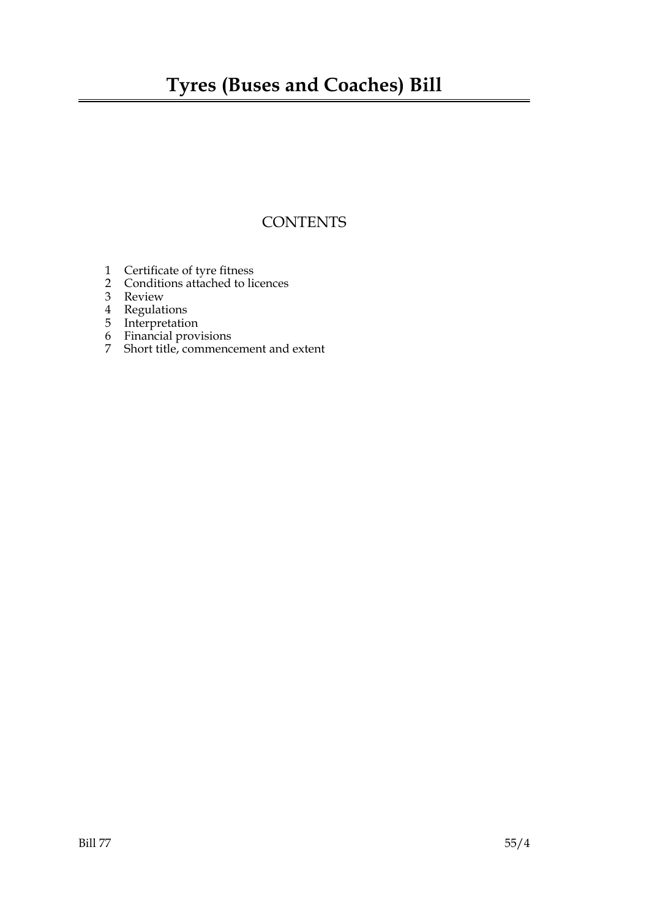# Tyres (Buses and Coaches) Bill

## CONTENTS

1 Certificate of tyre fitness
2 Conditions attached to licences
3 Review
4 Regulations
5 Interpretation
6 Financial provisions
7 Short title, commencement and extent

Bill 77 55/4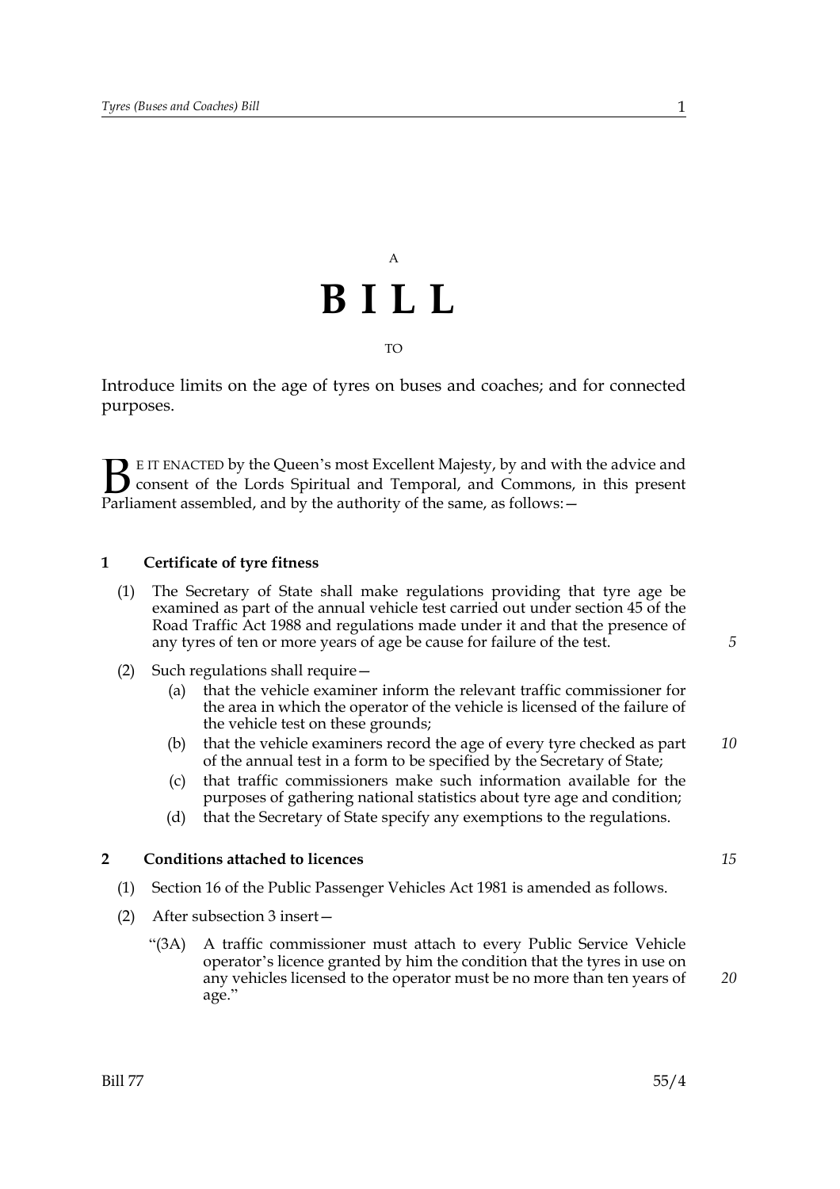A

# BILL

TO

Introduce limits on the age of tyres on buses and coaches; and for connected purposes.

BE IT ENACTED by the Queen's most Excellent Majesty, by and with the advice and consent of the Lords Spiritual and Temporal, and Commons, in this present Parliament assembled, and by the authority of the same, as follows:—

## 1 Certificate of tyre fitness

(1) The Secretary of State shall make regulations providing that tyre age be examined as part of the annual vehicle test carried out under section 45 of the Road Traffic Act 1988 and regulations made under it and that the presence of any tyres of ten or more years of age be cause for failure of the test.

(2) Such regulations shall require—

(a) that the vehicle examiner inform the relevant traffic commissioner for the area in which the operator of the vehicle is licensed of the failure of the vehicle test on these grounds;

(b) that the vehicle examiners record the age of every tyre checked as part of the annual test in a form to be specified by the Secretary of State;

(c) that traffic commissioners make such information available for the purposes of gathering national statistics about tyre age and condition;

(d) that the Secretary of State specify any exemptions to the regulations.

## 2 Conditions attached to licences

(1) Section 16 of the Public Passenger Vehicles Act 1981 is amended as follows.

(2) After subsection 3 insert—

"(3A) A traffic commissioner must attach to every Public Service Vehicle operator's licence granted by him the condition that the tyres in use on any vehicles licensed to the operator must be no more than ten years of age."

Bill 77 55/4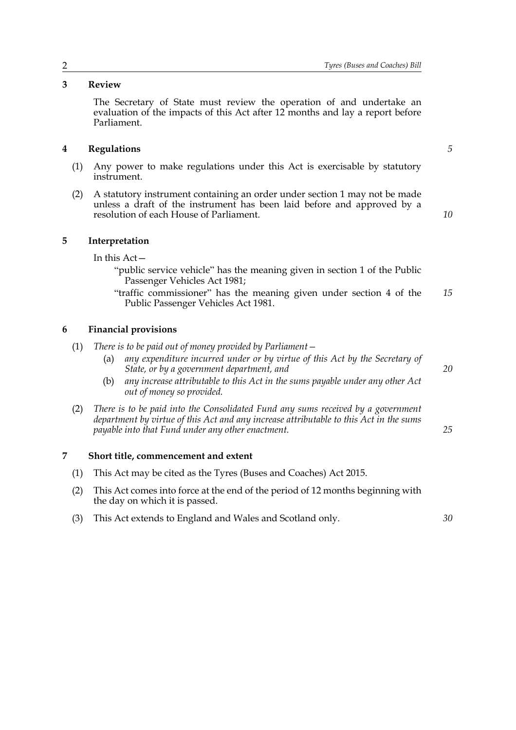**3 Review**

The Secretary of State must review the operation of and undertake an evaluation of the impacts of this Act after 12 months and lay a report before Parliament.

**4 Regulations**

(1) Any power to make regulations under this Act is exercisable by statutory instrument.

(2) A statutory instrument containing an order under section 1 may not be made unless a draft of the instrument has been laid before and approved by a resolution of each House of Parliament.

**5 Interpretation**

In this Act—

"public service vehicle" has the meaning given in section 1 of the Public Passenger Vehicles Act 1981;

"traffic commissioner" has the meaning given under section 4 of the Public Passenger Vehicles Act 1981.

**6 Financial provisions**

(1) *There is to be paid out of money provided by Parliament—*

(a) *any expenditure incurred under or by virtue of this Act by the Secretary of State, or by a government department, and*

(b) *any increase attributable to this Act in the sums payable under any other Act out of money so provided.*

(2) *There is to be paid into the Consolidated Fund any sums received by a government department by virtue of this Act and any increase attributable to this Act in the sums payable into that Fund under any other enactment.*

**7 Short title, commencement and extent**

(1) This Act may be cited as the Tyres (Buses and Coaches) Act 2015.

(2) This Act comes into force at the end of the period of 12 months beginning with the day on which it is passed.

(3) This Act extends to England and Wales and Scotland only.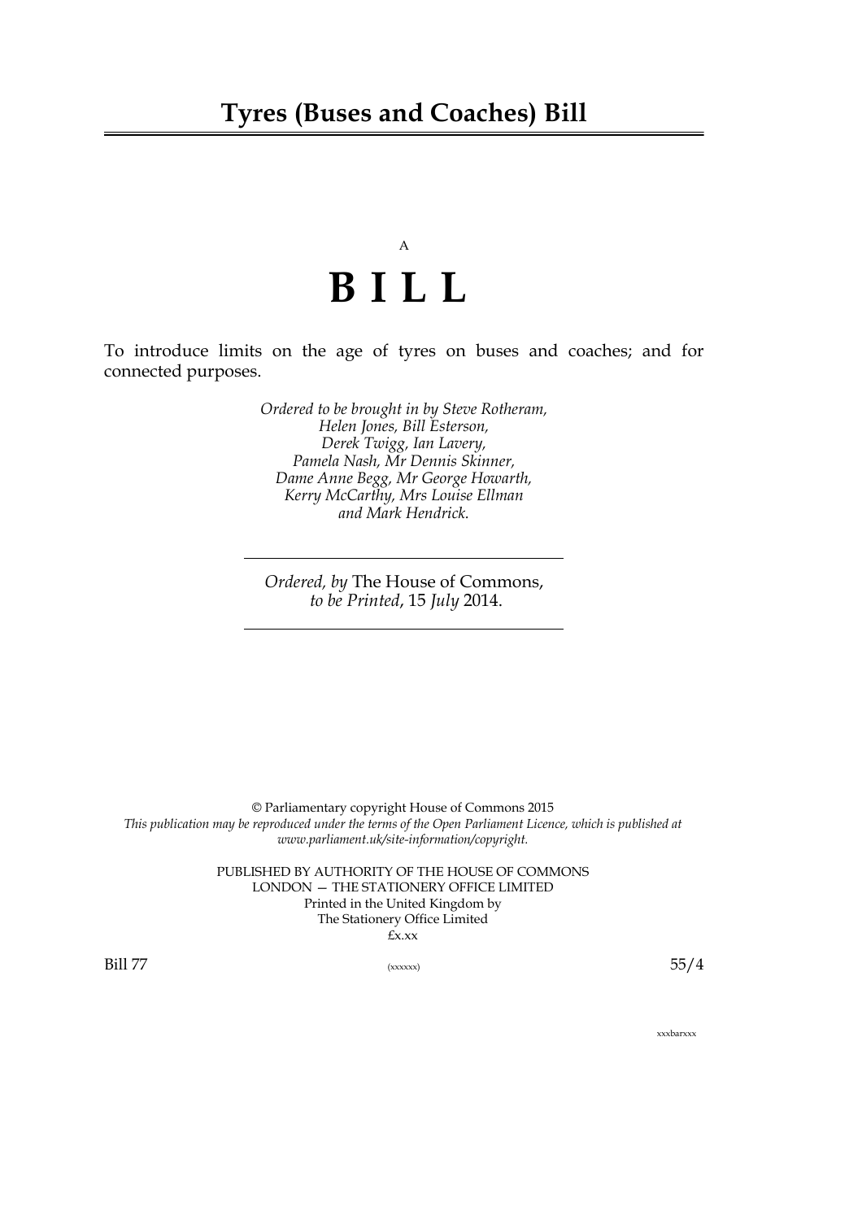# Tyres (Buses and Coaches) Bill

A

# B I L L

To introduce limits on the age of tyres on buses and coaches; and for connected purposes.

*Ordered to be brought in by Steve Rotheram, Helen Jones, Bill Esterson, Derek Twigg, Ian Lavery, Pamela Nash, Mr Dennis Skinner, Dame Anne Begg, Mr George Howarth, Kerry McCarthy, Mrs Louise Ellman and Mark Hendrick.*

---

*Ordered, by* The House of Commons, *to be Printed*, 15 *July* 2014.

---

© Parliamentary copyright House of Commons 2015

*This publication may be reproduced under the terms of the Open Parliament Licence, which is published at www.parliament.uk/site-information/copyright.*

PUBLISHED BY AUTHORITY OF THE HOUSE OF COMMONS
LONDON — THE STATIONERY OFFICE LIMITED
Printed in the United Kingdom by
The Stationery Office Limited
£x.xx

Bill 77 (xxxxxx) 55/4

xxxbarxxx